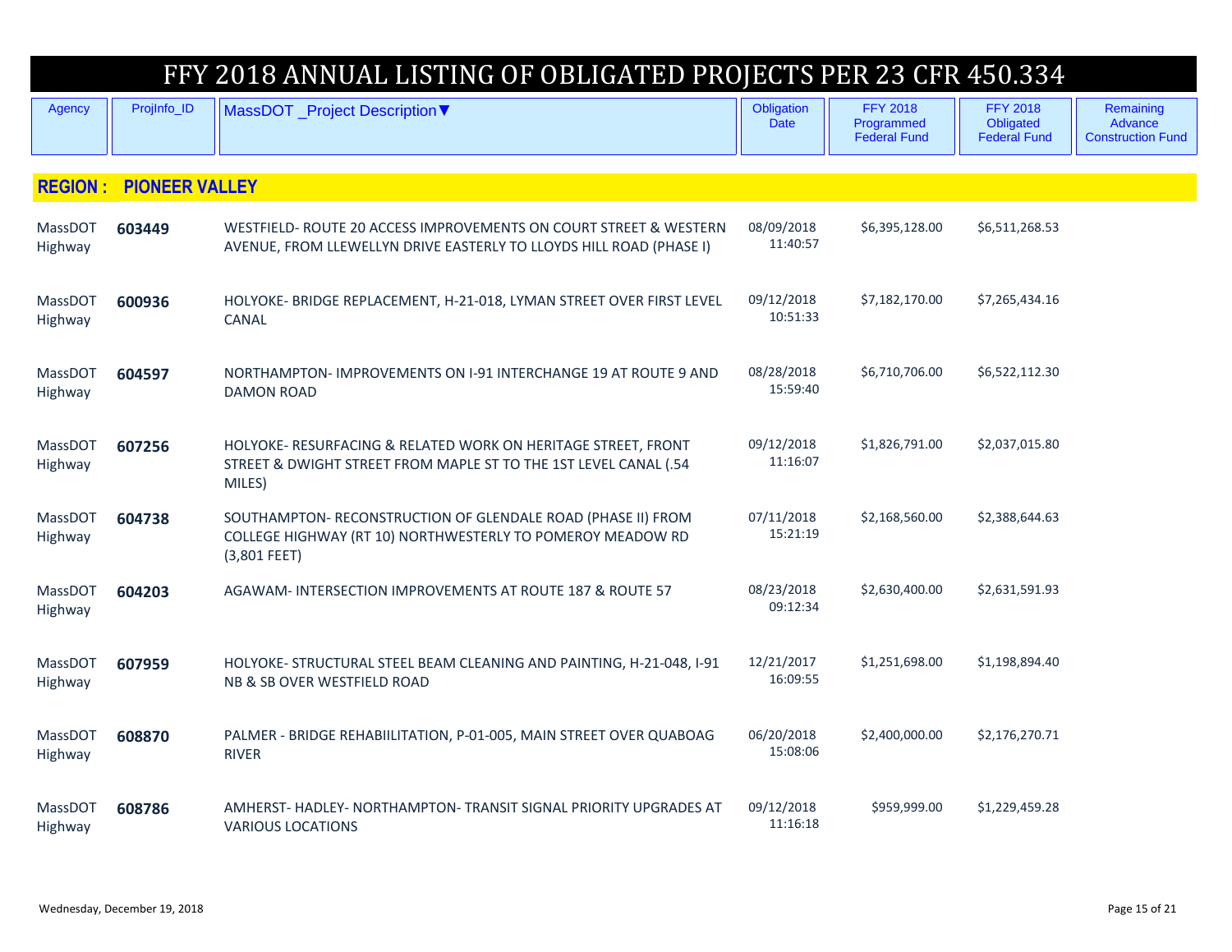# FFY 2018 ANNUAL LISTING OF OBLIGATED PROJECTS PER 23 CFR 450.334

| Agency | ProjInfo_ID | MassDOT _Project Description▼ | Obligation Date | FFY 2018 Programmed Federal Fund | FFY 2018 Obligated Federal Fund | Remaining Advance Construction Fund |
|---|---|---|---|---|---|---|
| **REGION : PIONEER VALLEY** | | | | | | |
| MassDOT Highway | **603449** | WESTFIELD- ROUTE 20 ACCESS IMPROVEMENTS ON COURT STREET & WESTERN AVENUE, FROM LLEWELLYN DRIVE EASTERLY TO LLOYDS HILL ROAD (PHASE I) | 08/09/2018 11:40:57 | $6,395,128.00 | $6,511,268.53 | |
| MassDOT Highway | **600936** | HOLYOKE- BRIDGE REPLACEMENT, H-21-018, LYMAN STREET OVER FIRST LEVEL CANAL | 09/12/2018 10:51:33 | $7,182,170.00 | $7,265,434.16 | |
| MassDOT Highway | **604597** | NORTHAMPTON- IMPROVEMENTS ON I-91 INTERCHANGE 19 AT ROUTE 9 AND DAMON ROAD | 08/28/2018 15:59:40 | $6,710,706.00 | $6,522,112.30 | |
| MassDOT Highway | **607256** | HOLYOKE- RESURFACING & RELATED WORK ON HERITAGE STREET, FRONT STREET & DWIGHT STREET FROM MAPLE ST TO THE 1ST LEVEL CANAL (.54 MILES) | 09/12/2018 11:16:07 | $1,826,791.00 | $2,037,015.80 | |
| MassDOT Highway | **604738** | SOUTHAMPTON- RECONSTRUCTION OF GLENDALE ROAD (PHASE II) FROM COLLEGE HIGHWAY (RT 10) NORTHWESTERLY TO POMEROY MEADOW RD (3,801 FEET) | 07/11/2018 15:21:19 | $2,168,560.00 | $2,388,644.63 | |
| MassDOT Highway | **604203** | AGAWAM- INTERSECTION IMPROVEMENTS AT ROUTE 187 & ROUTE 57 | 08/23/2018 09:12:34 | $2,630,400.00 | $2,631,591.93 | |
| MassDOT Highway | **607959** | HOLYOKE- STRUCTURAL STEEL BEAM CLEANING AND PAINTING, H-21-048, I-91 NB & SB OVER WESTFIELD ROAD | 12/21/2017 16:09:55 | $1,251,698.00 | $1,198,894.40 | |
| MassDOT Highway | **608870** | PALMER - BRIDGE REHABIILITATION, P-01-005, MAIN STREET OVER QUABOAG RIVER | 06/20/2018 15:08:06 | $2,400,000.00 | $2,176,270.71 | |
| MassDOT Highway | **608786** | AMHERST- HADLEY- NORTHAMPTON- TRANSIT SIGNAL PRIORITY UPGRADES AT VARIOUS LOCATIONS | 09/12/2018 11:16:18 | $959,999.00 | $1,229,459.28 | |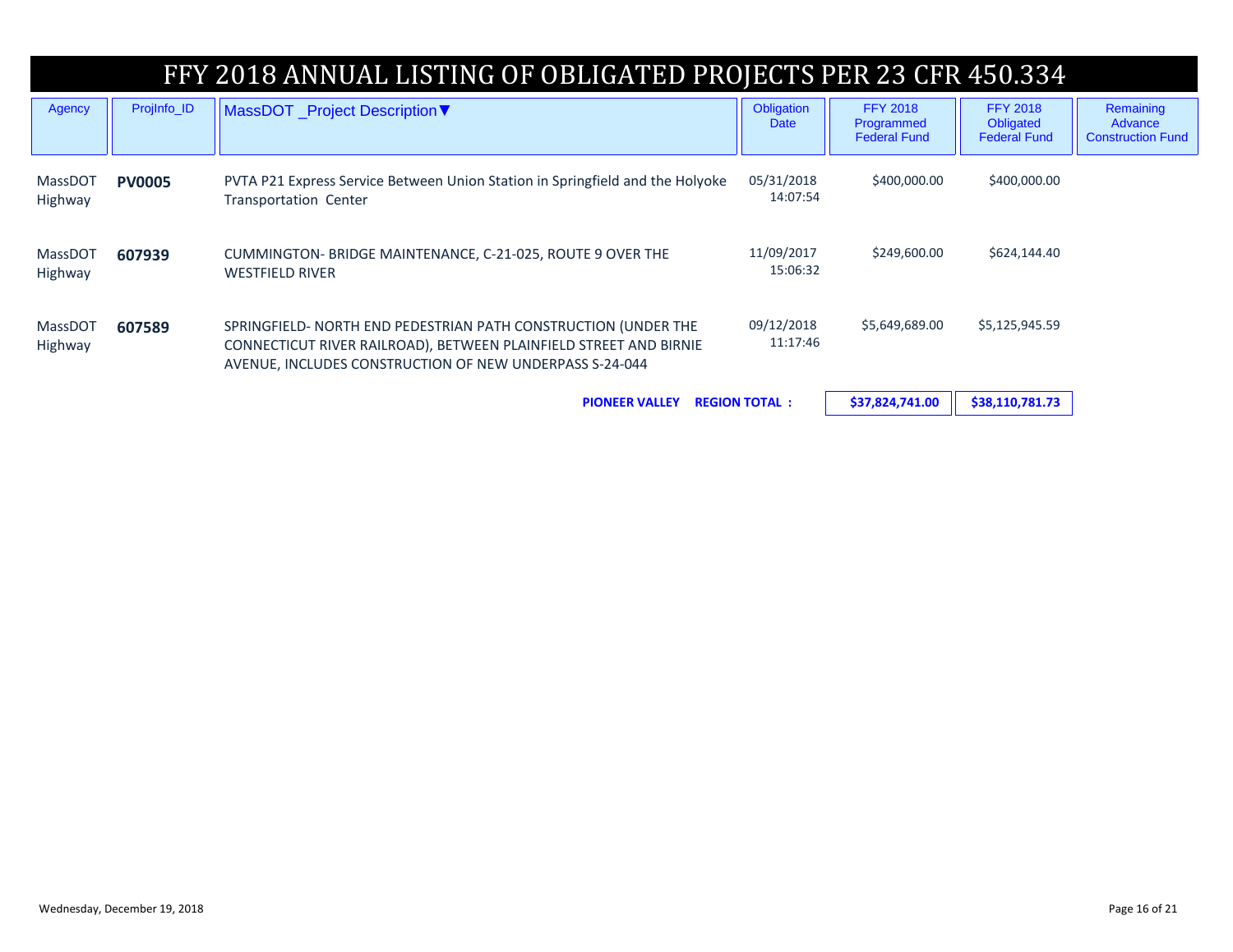# FFY 2018 ANNUAL LISTING OF OBLIGATED PROJECTS PER 23 CFR 450.334

| Agency | ProjInfo_ID | MassDOT _Project Description▼ | Obligation Date | FFY 2018 Programmed Federal Fund | FFY 2018 Obligated Federal Fund | Remaining Advance Construction Fund |
|---|---|---|---|---|---|---|
| MassDOT Highway | **PV0005** | PVTA P21 Express Service Between Union Station in Springfield and the Holyoke Transportation Center | 05/31/2018 14:07:54 | $400,000.00 | $400,000.00 | |
| MassDOT Highway | **607939** | CUMMINGTON- BRIDGE MAINTENANCE, C-21-025, ROUTE 9 OVER THE WESTFIELD RIVER | 11/09/2017 15:06:32 | $249,600.00 | $624,144.40 | |
| MassDOT Highway | **607589** | SPRINGFIELD- NORTH END PEDESTRIAN PATH CONSTRUCTION (UNDER THE CONNECTICUT RIVER RAILROAD), BETWEEN PLAINFIELD STREET AND BIRNIE AVENUE, INCLUDES CONSTRUCTION OF NEW UNDERPASS S-24-044 | 09/12/2018 11:17:46 | $5,649,689.00 | $5,125,945.59 | |
| | | **PIONEER VALLEY REGION TOTAL :** | | **$37,824,741.00** | **$38,110,781.73** | |

Wednesday, December 19, 2018